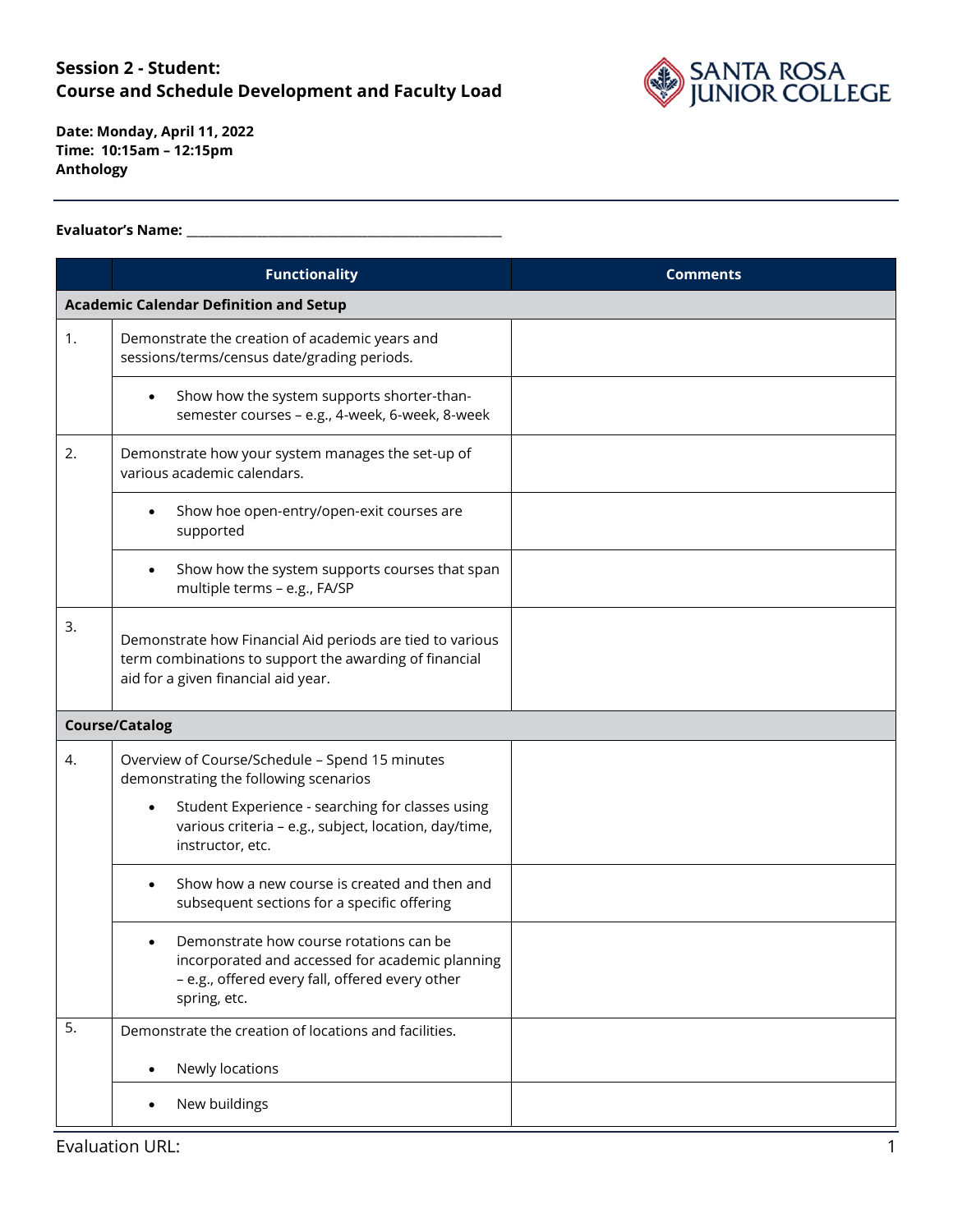## Session 2 - Student:
## Course and Schedule Development and Faculty Load

**Date: Monday, April 11, 2022**
**Time: 10:15am – 12:15pm**
**Anthology**

**Evaluator's Name:** ______________________________________________

| | Functionality | Comments |
|---|---|---|
| **Academic Calendar Definition and Setup** | | |
| 1. | Demonstrate the creation of academic years and sessions/terms/census date/grading periods. | |
| | • Show how the system supports shorter-than-semester courses – e.g., 4-week, 6-week, 8-week | |
| 2. | Demonstrate how your system manages the set-up of various academic calendars. | |
| | • Show hoe open-entry/open-exit courses are supported | |
| | • Show how the system supports courses that span multiple terms – e.g., FA/SP | |
| 3. | Demonstrate how Financial Aid periods are tied to various term combinations to support the awarding of financial aid for a given financial aid year. | |
| **Course/Catalog** | | |
| 4. | Overview of Course/Schedule – Spend 15 minutes demonstrating the following scenarios<br>• Student Experience - searching for classes using various criteria – e.g., subject, location, day/time, instructor, etc. | |
| | • Show how a new course is created and then and subsequent sections for a specific offering | |
| | • Demonstrate how course rotations can be incorporated and accessed for academic planning – e.g., offered every fall, offered every other spring, etc. | |
| 5. | Demonstrate the creation of locations and facilities.<br>• Newly locations | |
| | • New buildings | |

Evaluation URL: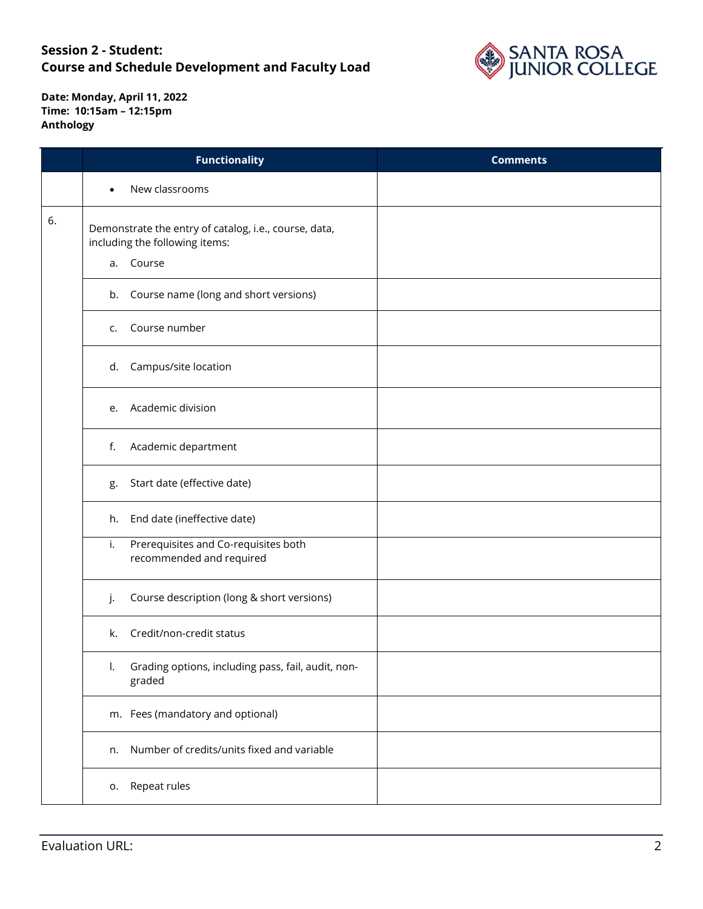**Session 2 - Student:**
**Course and Schedule Development and Faculty Load**

**Date: Monday, April 11, 2022**
**Time: 10:15am – 12:15pm**
**Anthology**

| | Functionality | Comments |
|---|---|---|
| | • New classrooms | |
| 6. | Demonstrate the entry of catalog, i.e., course, data, including the following items:<br>a. Course | |
| | b. Course name (long and short versions) | |
| | c. Course number | |
| | d. Campus/site location | |
| | e. Academic division | |
| | f. Academic department | |
| | g. Start date (effective date) | |
| | h. End date (ineffective date) | |
| | i. Prerequisites and Co-requisites both recommended and required | |
| | j. Course description (long & short versions) | |
| | k. Credit/non-credit status | |
| | l. Grading options, including pass, fail, audit, non-graded | |
| | m. Fees (mandatory and optional) | |
| | n. Number of credits/units fixed and variable | |
| | o. Repeat rules | |

Evaluation URL: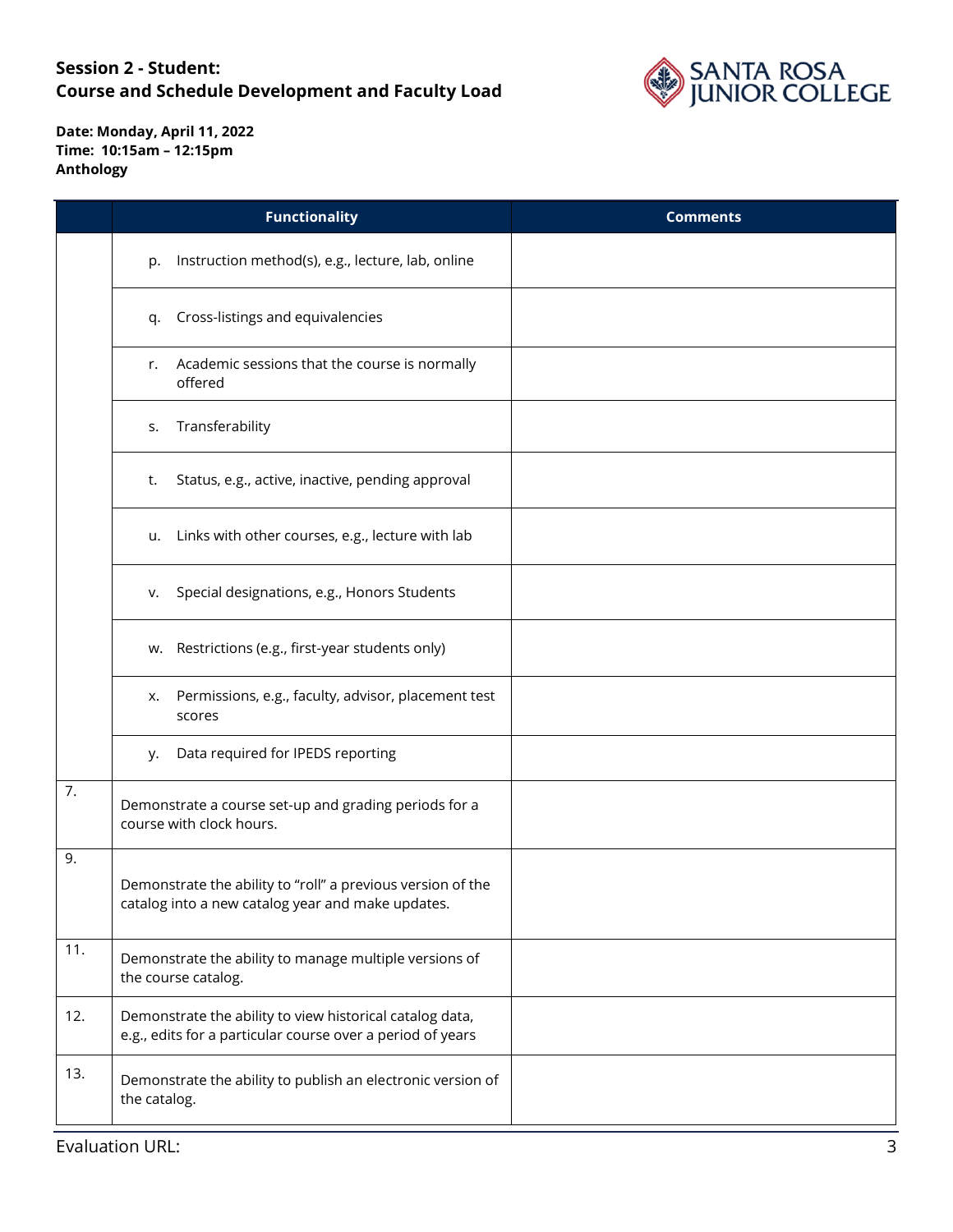**Session 2 - Student:**
**Course and Schedule Development and Faculty Load**

**Date: Monday, April 11, 2022**
**Time: 10:15am – 12:15pm**
**Anthology**

| | Functionality | Comments |
|---|---|---|
| | p. Instruction method(s), e.g., lecture, lab, online | |
| | q. Cross-listings and equivalencies | |
| | r. Academic sessions that the course is normally offered | |
| | s. Transferability | |
| | t. Status, e.g., active, inactive, pending approval | |
| | u. Links with other courses, e.g., lecture with lab | |
| | v. Special designations, e.g., Honors Students | |
| | w. Restrictions (e.g., first-year students only) | |
| | x. Permissions, e.g., faculty, advisor, placement test scores | |
| | y. Data required for IPEDS reporting | |
| 7. | Demonstrate a course set-up and grading periods for a course with clock hours. | |
| 9. | Demonstrate the ability to "roll" a previous version of the catalog into a new catalog year and make updates. | |
| 11. | Demonstrate the ability to manage multiple versions of the course catalog. | |
| 12. | Demonstrate the ability to view historical catalog data, e.g., edits for a particular course over a period of years | |
| 13. | Demonstrate the ability to publish an electronic version of the catalog. | |

Evaluation URL: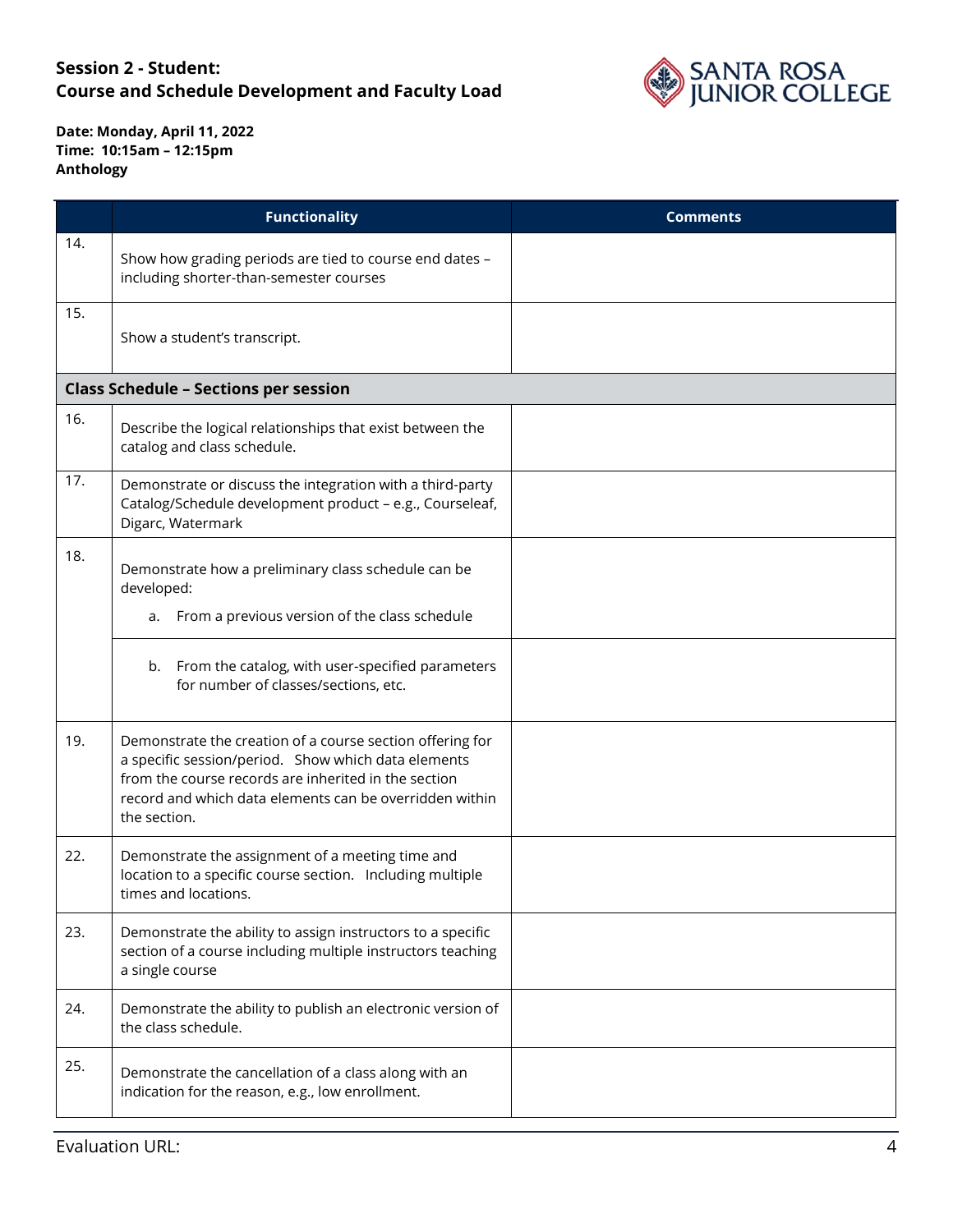**Session 2 - Student:**
**Course and Schedule Development and Faculty Load**

**Date: Monday, April 11, 2022**
**Time: 10:15am – 12:15pm**
**Anthology**

| | Functionality | Comments |
|---|---|---|
| 14. | Show how grading periods are tied to course end dates – including shorter-than-semester courses | |
| 15. | Show a student's transcript. | |
| **Class Schedule – Sections per session** | | |
| 16. | Describe the logical relationships that exist between the catalog and class schedule. | |
| 17. | Demonstrate or discuss the integration with a third-party Catalog/Schedule development product – e.g., Courseleaf, Digarc, Watermark | |
| 18. | Demonstrate how a preliminary class schedule can be developed: a. From a previous version of the class schedule | |
| | b. From the catalog, with user-specified parameters for number of classes/sections, etc. | |
| 19. | Demonstrate the creation of a course section offering for a specific session/period. Show which data elements from the course records are inherited in the section record and which data elements can be overridden within the section. | |
| 22. | Demonstrate the assignment of a meeting time and location to a specific course section. Including multiple times and locations. | |
| 23. | Demonstrate the ability to assign instructors to a specific section of a course including multiple instructors teaching a single course | |
| 24. | Demonstrate the ability to publish an electronic version of the class schedule. | |
| 25. | Demonstrate the cancellation of a class along with an indication for the reason, e.g., low enrollment. | |

Evaluation URL: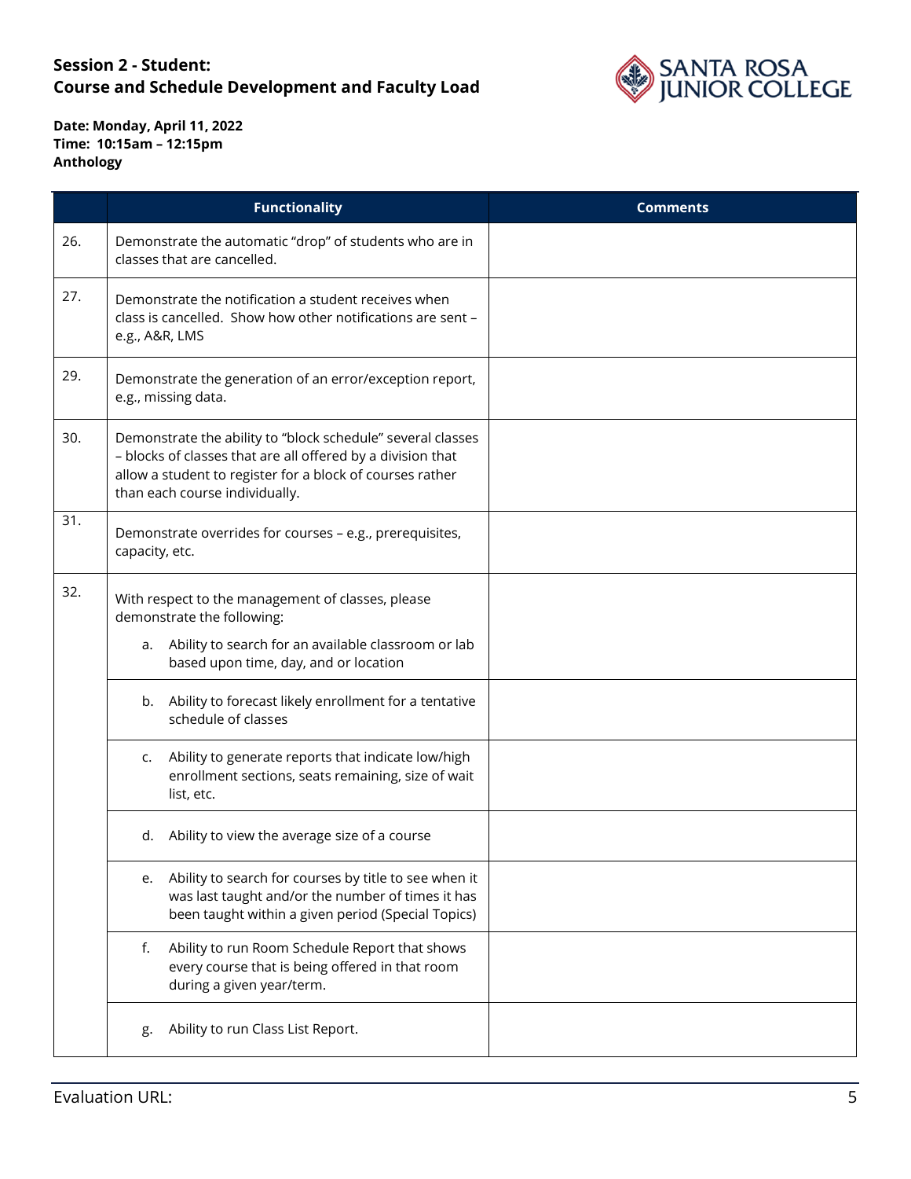**Session 2 - Student:**
**Course and Schedule Development and Faculty Load**

**Date: Monday, April 11, 2022**
**Time: 10:15am – 12:15pm**
**Anthology**

| | Functionality | Comments |
|---|---|---|
| 26. | Demonstrate the automatic "drop" of students who are in classes that are cancelled. | |
| 27. | Demonstrate the notification a student receives when class is cancelled. Show how other notifications are sent – e.g., A&R, LMS | |
| 29. | Demonstrate the generation of an error/exception report, e.g., missing data. | |
| 30. | Demonstrate the ability to "block schedule" several classes – blocks of classes that are all offered by a division that allow a student to register for a block of courses rather than each course individually. | |
| 31. | Demonstrate overrides for courses – e.g., prerequisites, capacity, etc. | |
| 32. | With respect to the management of classes, please demonstrate the following: a. Ability to search for an available classroom or lab based upon time, day, and or location | |
| | b. Ability to forecast likely enrollment for a tentative schedule of classes | |
| | c. Ability to generate reports that indicate low/high enrollment sections, seats remaining, size of wait list, etc. | |
| | d. Ability to view the average size of a course | |
| | e. Ability to search for courses by title to see when it was last taught and/or the number of times it has been taught within a given period (Special Topics) | |
| | f. Ability to run Room Schedule Report that shows every course that is being offered in that room during a given year/term. | |
| | g. Ability to run Class List Report. | |

Evaluation URL: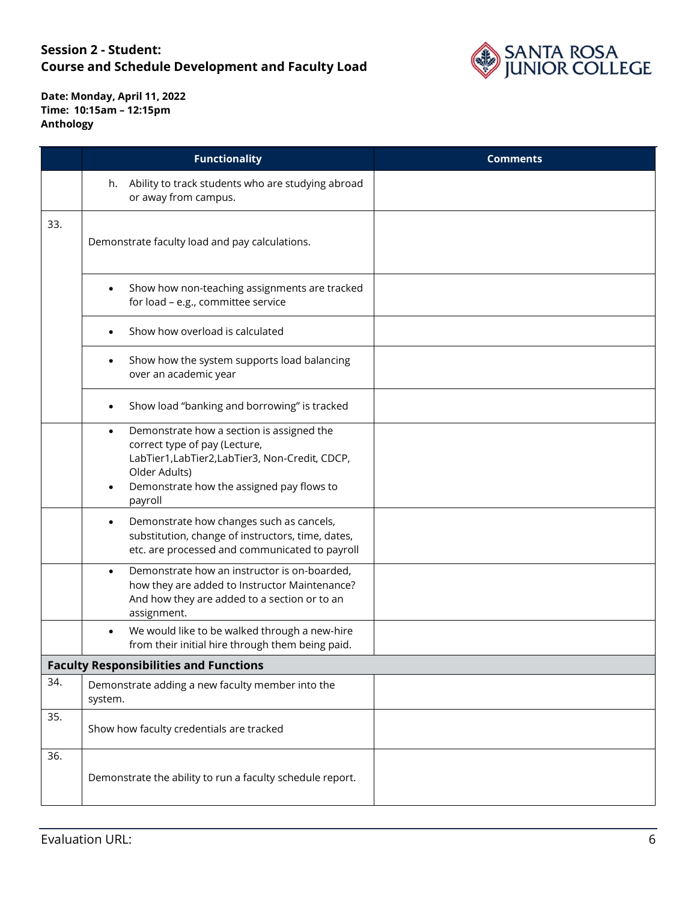**Session 2 - Student:**
**Course and Schedule Development and Faculty Load**

**Date: Monday, April 11, 2022**
**Time: 10:15am – 12:15pm**
**Anthology**

| | Functionality | Comments |
|---|---|---|
| | h. Ability to track students who are studying abroad or away from campus. | |
| 33. | Demonstrate faculty load and pay calculations. | |
| | • Show how non-teaching assignments are tracked for load – e.g., committee service | |
| | • Show how overload is calculated | |
| | • Show how the system supports load balancing over an academic year | |
| | • Show load "banking and borrowing" is tracked | |
| | • Demonstrate how a section is assigned the correct type of pay (Lecture, LabTier1,LabTier2,LabTier3, Non-Credit, CDCP, Older Adults)<br>• Demonstrate how the assigned pay flows to payroll | |
| | • Demonstrate how changes such as cancels, substitution, change of instructors, time, dates, etc. are processed and communicated to payroll | |
| | • Demonstrate how an instructor is on-boarded, how they are added to Instructor Maintenance? And how they are added to a section or to an assignment. | |
| | • We would like to be walked through a new-hire from their initial hire through them being paid. | |
| **Faculty Responsibilities and Functions** | | |
| 34. | Demonstrate adding a new faculty member into the system. | |
| 35. | Show how faculty credentials are tracked | |
| 36. | Demonstrate the ability to run a faculty schedule report. | |

Evaluation URL: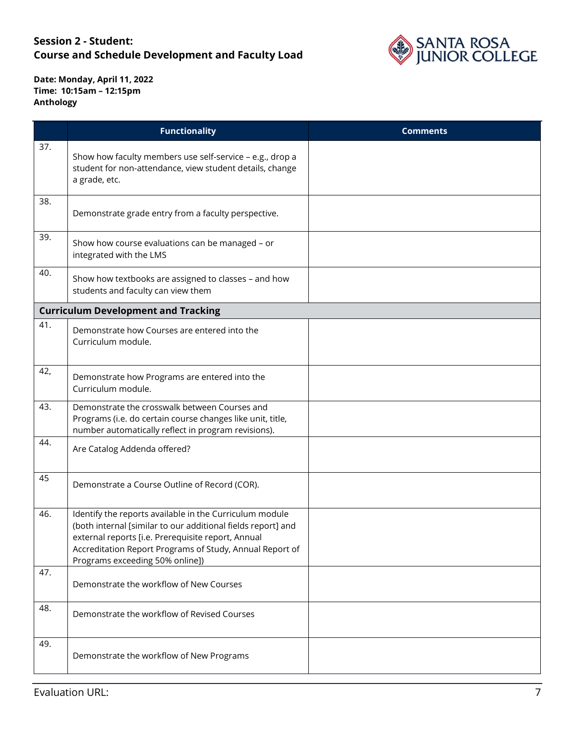**Session 2 - Student:**
**Course and Schedule Development and Faculty Load**

**Date: Monday, April 11, 2022**
**Time: 10:15am – 12:15pm**
**Anthology**

| | Functionality | Comments |
|---|---|---|
| 37. | Show how faculty members use self-service – e.g., drop a student for non-attendance, view student details, change a grade, etc. | |
| 38. | Demonstrate grade entry from a faculty perspective. | |
| 39. | Show how course evaluations can be managed – or integrated with the LMS | |
| 40. | Show how textbooks are assigned to classes – and how students and faculty can view them | |
| **Curriculum Development and Tracking** | | |
| 41. | Demonstrate how Courses are entered into the Curriculum module. | |
| 42, | Demonstrate how Programs are entered into the Curriculum module. | |
| 43. | Demonstrate the crosswalk between Courses and Programs (i.e. do certain course changes like unit, title, number automatically reflect in program revisions). | |
| 44. | Are Catalog Addenda offered? | |
| 45 | Demonstrate a Course Outline of Record (COR). | |
| 46. | Identify the reports available in the Curriculum module (both internal [similar to our additional fields report] and external reports [i.e. Prerequisite report, Annual Accreditation Report Programs of Study, Annual Report of Programs exceeding 50% online]) | |
| 47. | Demonstrate the workflow of New Courses | |
| 48. | Demonstrate the workflow of Revised Courses | |
| 49. | Demonstrate the workflow of New Programs | |

Evaluation URL: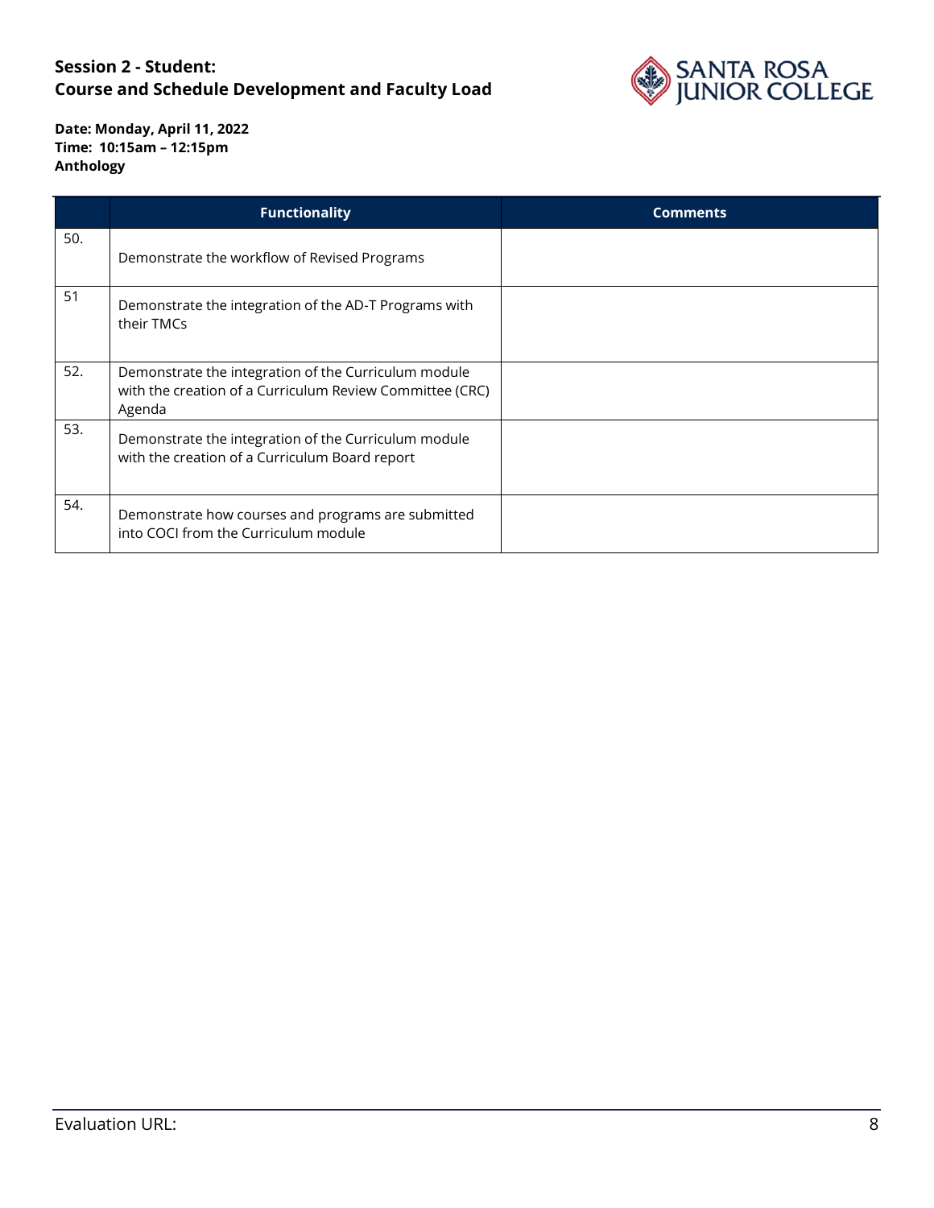**Session 2 - Student:**
**Course and Schedule Development and Faculty Load**

**Date: Monday, April 11, 2022**
**Time: 10:15am – 12:15pm**
**Anthology**

| | Functionality | Comments |
|---|---|---|
| 50. | Demonstrate the workflow of Revised Programs | |
| 51 | Demonstrate the integration of the AD-T Programs with their TMCs | |
| 52. | Demonstrate the integration of the Curriculum module with the creation of a Curriculum Review Committee (CRC) Agenda | |
| 53. | Demonstrate the integration of the Curriculum module with the creation of a Curriculum Board report | |
| 54. | Demonstrate how courses and programs are submitted into COCI from the Curriculum module | |

Evaluation URL: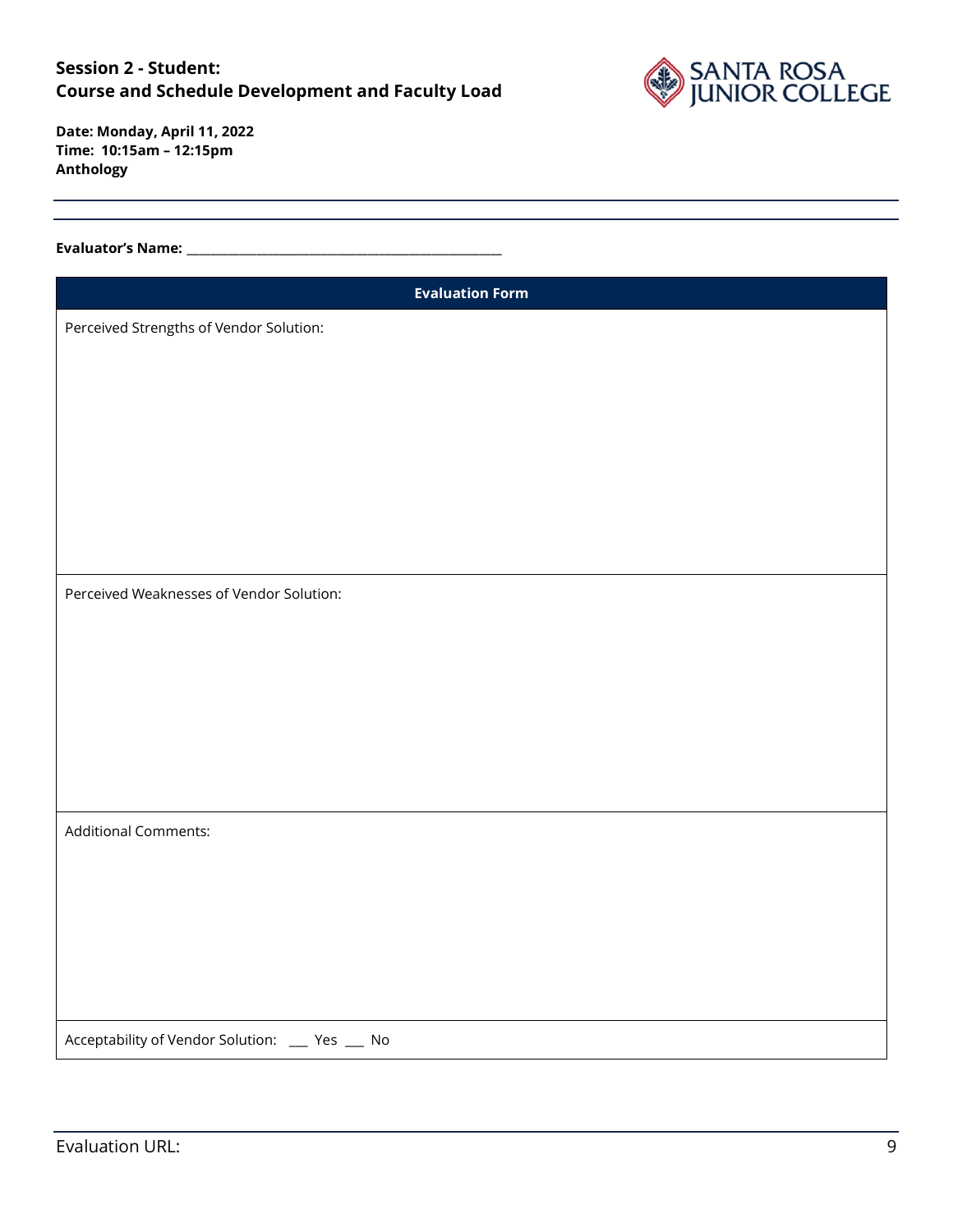**Session 2 - Student:**
**Course and Schedule Development and Faculty Load**

**Date: Monday, April 11, 2022**
**Time: 10:15am – 12:15pm**
**Anthology**

---

**Evaluator's Name:** ___________________________________________

| Evaluation Form |
|---|
| Perceived Strengths of Vendor Solution: |
| Perceived Weaknesses of Vendor Solution: |
| Additional Comments: |
| Acceptability of Vendor Solution: ___ Yes ___ No |

Evaluation URL: